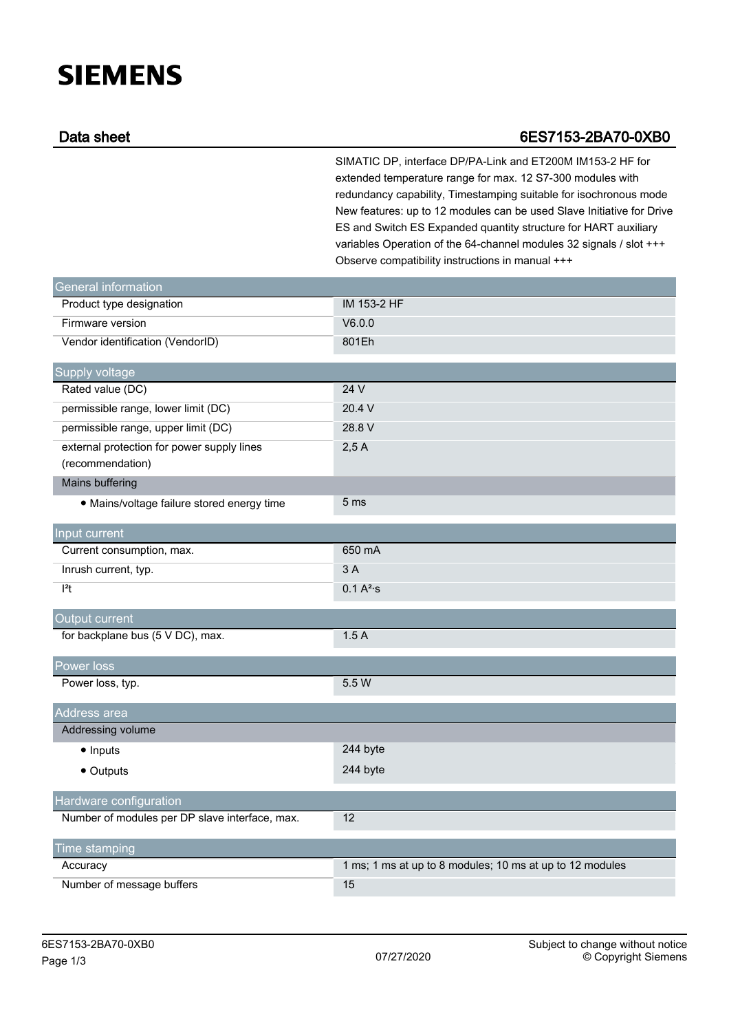# SIEMENS

## Data sheet 6ES7153-2BA70-0XB0

SIMATIC DP, interface DP/PA-Link and ET200M IM153-2 HF for extended temperature range for max. 12 S7-300 modules with redundancy capability, Timestamping suitable for isochronous mode New features: up to 12 modules can be used Slave Initiative for Drive ES and Switch ES Expanded quantity structure for HART auxiliary variables Operation of the 64-channel modules 32 signals / slot +++ Observe compatibility instructions in manual +++

| General information | |
|---|---|
| Product type designation | IM 153-2 HF |
| Firmware version | V6.0.0 |
| Vendor identification (VendorID) | 801Eh |
| **Supply voltage** | |
| Rated value (DC) | 24 V |
| permissible range, lower limit (DC) | 20.4 V |
| permissible range, upper limit (DC) | 28.8 V |
| external protection for power supply lines (recommendation) | 2,5 A |
| Mains buffering | |
| • Mains/voltage failure stored energy time | 5 ms |
| **Input current** | |
| Current consumption, max. | 650 mA |
| Inrush current, typ. | 3 A |
| $I^2t$ | 0.1 $A^2 \cdot s$ |
| **Output current** | |
| for backplane bus (5 V DC), max. | 1.5 A |
| **Power loss** | |
| Power loss, typ. | 5.5 W |
| **Address area** | |
| Addressing volume | |
| • Inputs | 244 byte |
| • Outputs | 244 byte |
| **Hardware configuration** | |
| Number of modules per DP slave interface, max. | 12 |
| **Time stamping** | |
| Accuracy | 1 ms; 1 ms at up to 8 modules; 10 ms at up to 12 modules |
| Number of message buffers | 15 |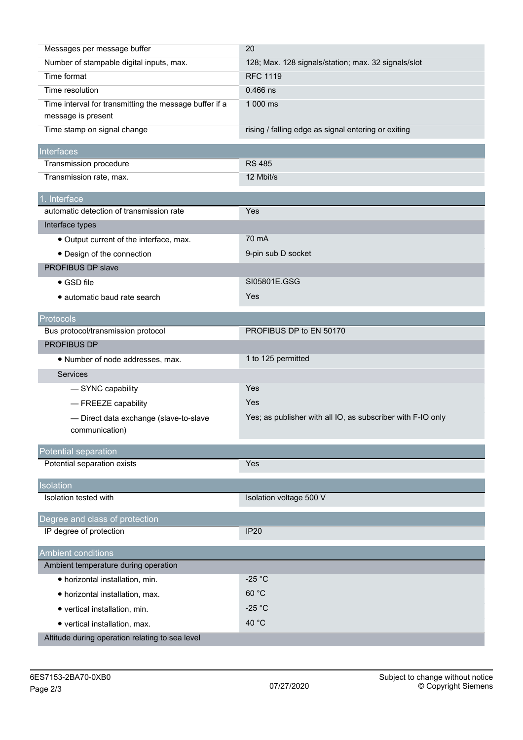| | |
|---|---|
| Messages per message buffer | 20 |
| Number of stampable digital inputs, max. | 128; Max. 128 signals/station; max. 32 signals/slot |
| Time format | RFC 1119 |
| Time resolution | 0.466 ns |
| Time interval for transmitting the message buffer if a message is present | 1 000 ms |
| Time stamp on signal change | rising / falling edge as signal entering or exiting |

## Interfaces

| | |
|---|---|
| Transmission procedure | RS 485 |
| Transmission rate, max. | 12 Mbit/s |

## 1. Interface

| | |
|---|---|
| automatic detection of transmission rate | Yes |
| **Interface types** | |
| • Output current of the interface, max. | 70 mA |
| • Design of the connection | 9-pin sub D socket |
| **PROFIBUS DP slave** | |
| • GSD file | SI05801E.GSG |
| • automatic baud rate search | Yes |

## Protocols

| | |
|---|---|
| Bus protocol/transmission protocol | PROFIBUS DP to EN 50170 |
| **PROFIBUS DP** | |
| • Number of node addresses, max. | 1 to 125 permitted |
| **Services** | |
| — SYNC capability | Yes |
| — FREEZE capability | Yes |
| — Direct data exchange (slave-to-slave communication) | Yes; as publisher with all IO, as subscriber with F-IO only |

## Potential separation

| | |
|---|---|
| Potential separation exists | Yes |

## Isolation

| | |
|---|---|
| Isolation tested with | Isolation voltage 500 V |

## Degree and class of protection

| | |
|---|---|
| IP degree of protection | IP20 |

## Ambient conditions

| | |
|---|---|
| **Ambient temperature during operation** | |
| • horizontal installation, min. | -25 °C |
| • horizontal installation, max. | 60 °C |
| • vertical installation, min. | -25 °C |
| • vertical installation, max. | 40 °C |
| **Altitude during operation relating to sea level** | |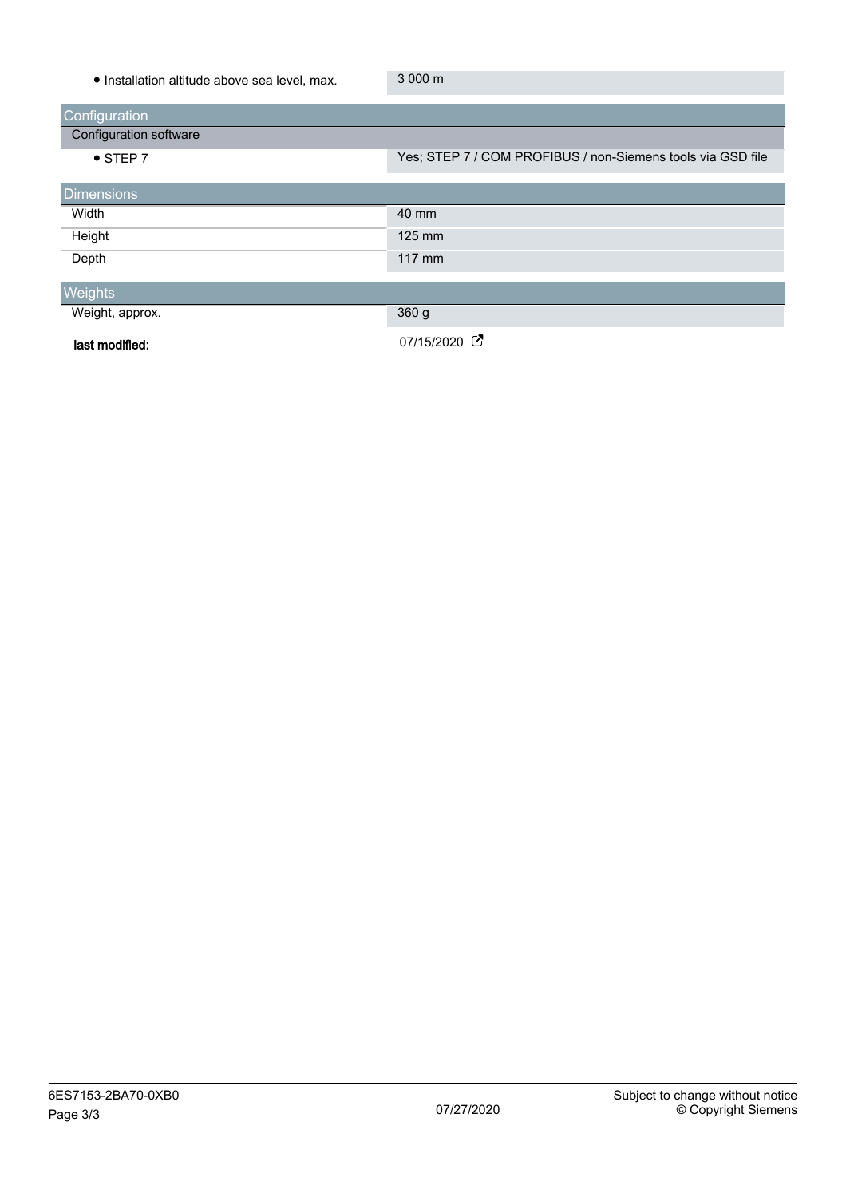| | |
|---|---|
| • Installation altitude above sea level, max. | 3 000 m |

## Configuration

| | |
|---|---|
| Configuration software | |
| • STEP 7 | Yes; STEP 7 / COM PROFIBUS / non-Siemens tools via GSD file |

## Dimensions

| | |
|---|---|
| Width | 40 mm |
| Height | 125 mm |
| Depth | 117 mm |

## Weights

| | |
|---|---|
| Weight, approx. | 360 g |

**last modified:** 07/15/2020